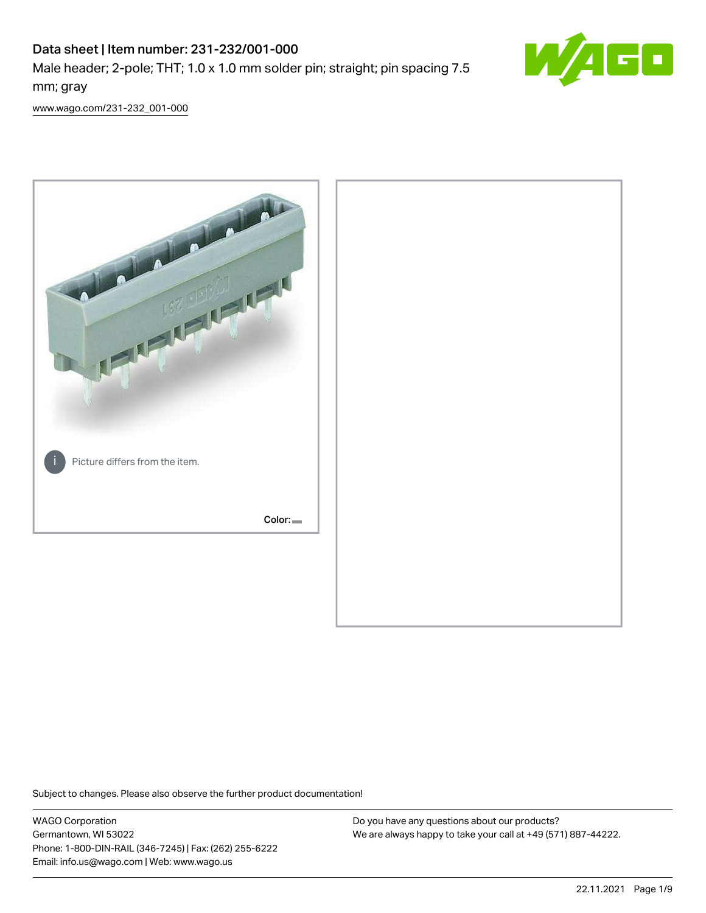# Data sheet | Item number: 231-232/001-000

Male header; 2-pole; THT; 1.0 x 1.0 mm solder pin; straight; pin spacing 7.5 mm; gray

[www.wago.com/231-232_001-000](www.wago.com/231-232_001-000)

Picture differs from the item.

Color:

Subject to changes. Please also observe the further product documentation!

WAGO Corporation
Germantown, WI 53022
Phone: 1-800-DIN-RAIL (346-7245) | Fax: (262) 255-6222
Email: info.us@wago.com | Web: www.wago.us

Do you have any questions about our products?
We are always happy to take your call at +49 (571) 887-44222.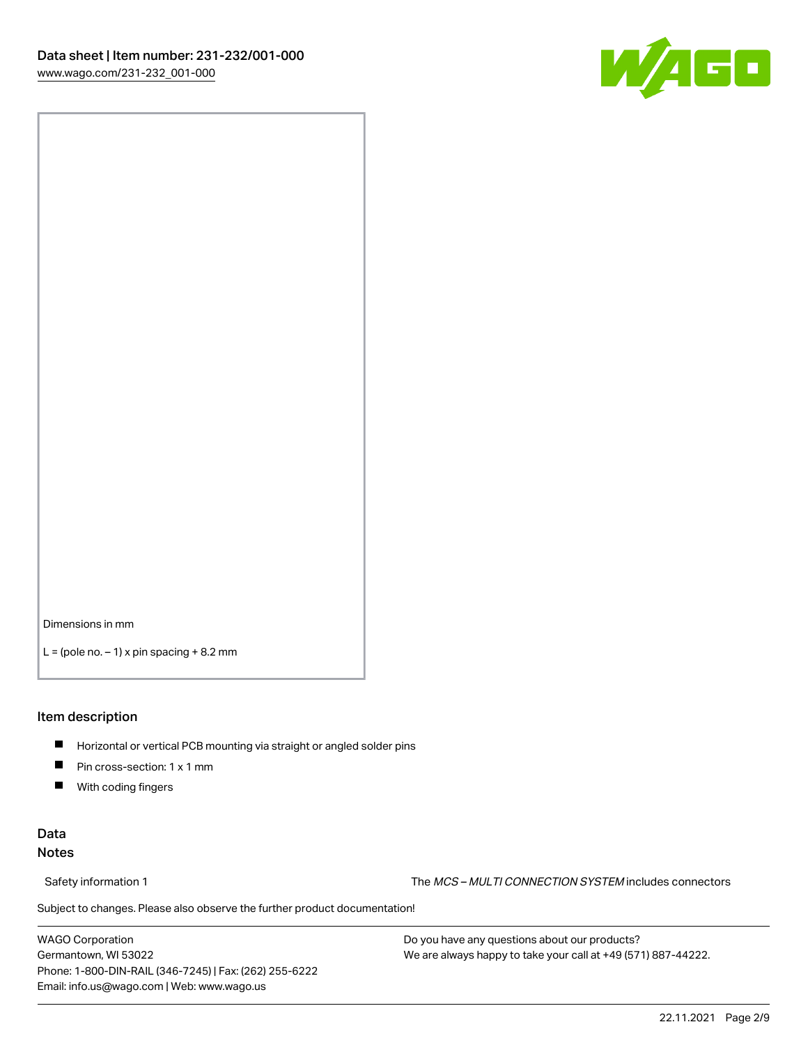Dimensions in mm

L = (pole no. – 1) x pin spacing + 8.2 mm

## Item description

- Horizontal or vertical PCB mounting via straight or angled solder pins
- Pin cross-section: 1 x 1 mm
- With coding fingers

## Data

### Notes

Safety information 1 | The *MCS – MULTI CONNECTION SYSTEM* includes connectors

Subject to changes. Please also observe the further product documentation!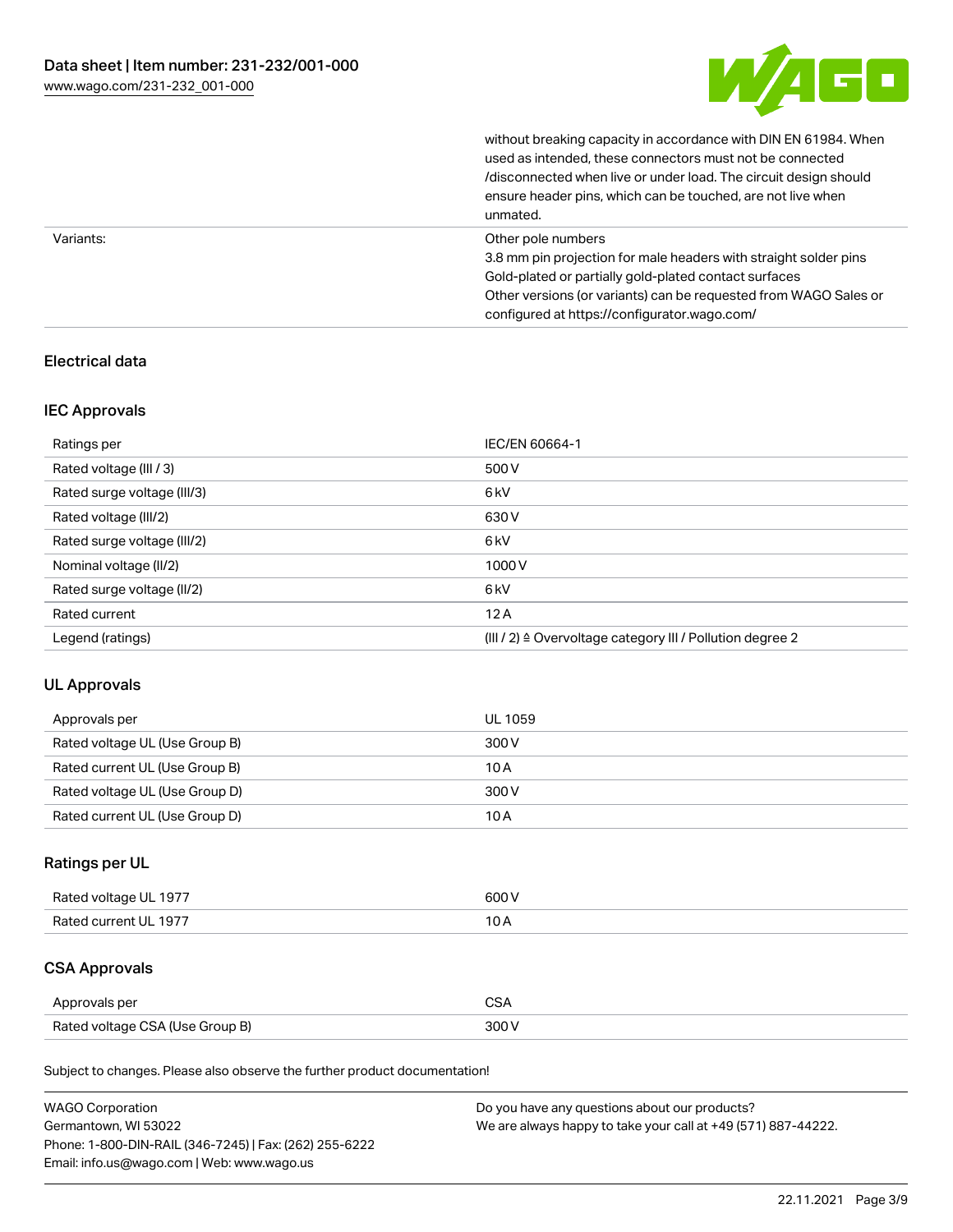| | |
|---|---|
| | without breaking capacity in accordance with DIN EN 61984. When used as intended, these connectors must not be connected /disconnected when live or under load. The circuit design should ensure header pins, which can be touched, are not live when unmated. |
| Variants: | Other pole numbers<br>3.8 mm pin projection for male headers with straight solder pins<br>Gold-plated or partially gold-plated contact surfaces<br>Other versions (or variants) can be requested from WAGO Sales or configured at https://configurator.wago.com/ |

## Electrical data

### IEC Approvals

| | |
|---|---|
| Ratings per | IEC/EN 60664-1 |
| Rated voltage (III / 3) | 500 V |
| Rated surge voltage (III/3) | 6 kV |
| Rated voltage (III/2) | 630 V |
| Rated surge voltage (III/2) | 6 kV |
| Nominal voltage (II/2) | 1000 V |
| Rated surge voltage (II/2) | 6 kV |
| Rated current | 12 A |
| Legend (ratings) | (III / 2) ≙ Overvoltage category III / Pollution degree 2 |

### UL Approvals

| | |
|---|---|
| Approvals per | UL 1059 |
| Rated voltage UL (Use Group B) | 300 V |
| Rated current UL (Use Group B) | 10 A |
| Rated voltage UL (Use Group D) | 300 V |
| Rated current UL (Use Group D) | 10 A |

### Ratings per UL

| | |
|---|---|
| Rated voltage UL 1977 | 600 V |
| Rated current UL 1977 | 10 A |

### CSA Approvals

| | |
|---|---|
| Approvals per | CSA |
| Rated voltage CSA (Use Group B) | 300 V |

Subject to changes. Please also observe the further product documentation!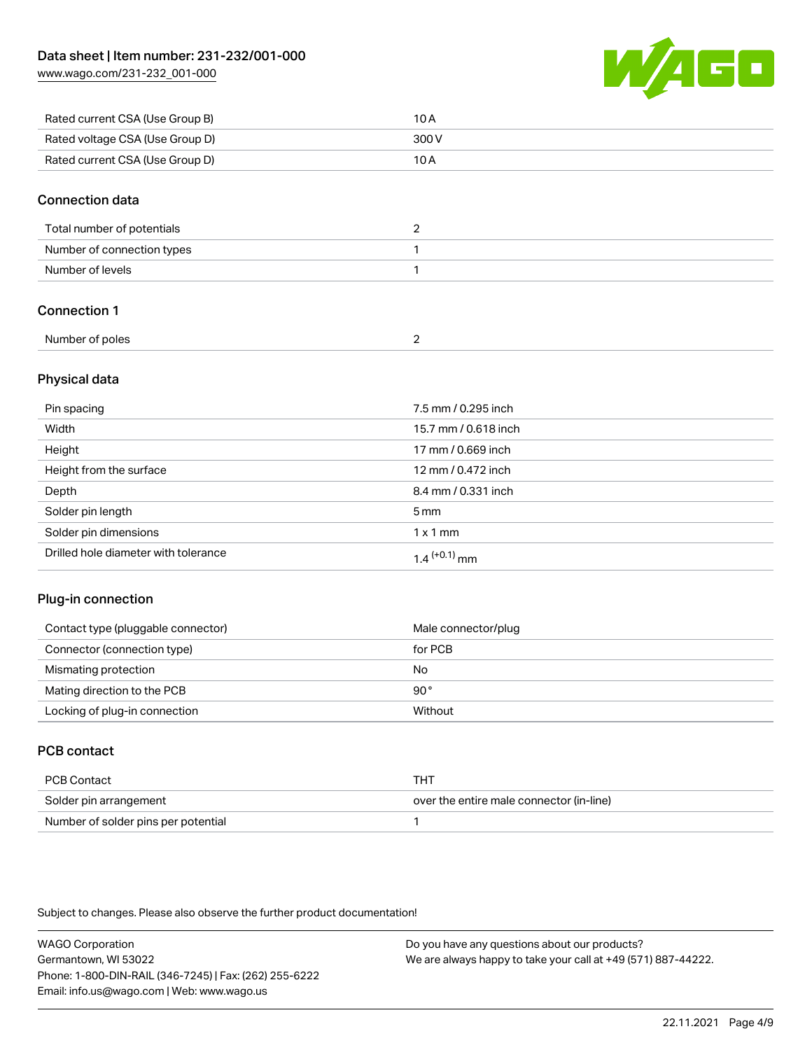| Rated current CSA (Use Group B) | 10 A |
| --- | --- |
| Rated voltage CSA (Use Group D) | 300 V |
| Rated current CSA (Use Group D) | 10 A |

## Connection data

| Total number of potentials | 2 |
| --- | --- |
| Number of connection types | 1 |
| Number of levels | 1 |

## Connection 1

| Number of poles | 2 |
| --- | --- |

## Physical data

| Pin spacing | 7.5 mm / 0.295 inch |
| --- | --- |
| Width | 15.7 mm / 0.618 inch |
| Height | 17 mm / 0.669 inch |
| Height from the surface | 12 mm / 0.472 inch |
| Depth | 8.4 mm / 0.331 inch |
| Solder pin length | 5 mm |
| Solder pin dimensions | 1 x 1 mm |
| Drilled hole diameter with tolerance | $1.4^{(+0.1)}$ mm |

## Plug-in connection

| Contact type (pluggable connector) | Male connector/plug |
| --- | --- |
| Connector (connection type) | for PCB |
| Mismating protection | No |
| Mating direction to the PCB | 90° |
| Locking of plug-in connection | Without |

## PCB contact

| PCB Contact | THT |
| --- | --- |
| Solder pin arrangement | over the entire male connector (in-line) |
| Number of solder pins per potential | 1 |

Subject to changes. Please also observe the further product documentation!

WAGO Corporation
Germantown, WI 53022
Phone: 1-800-DIN-RAIL (346-7245) | Fax: (262) 255-6222
Email: info.us@wago.com | Web: www.wago.us

Do you have any questions about our products?
We are always happy to take your call at +49 (571) 887-44222.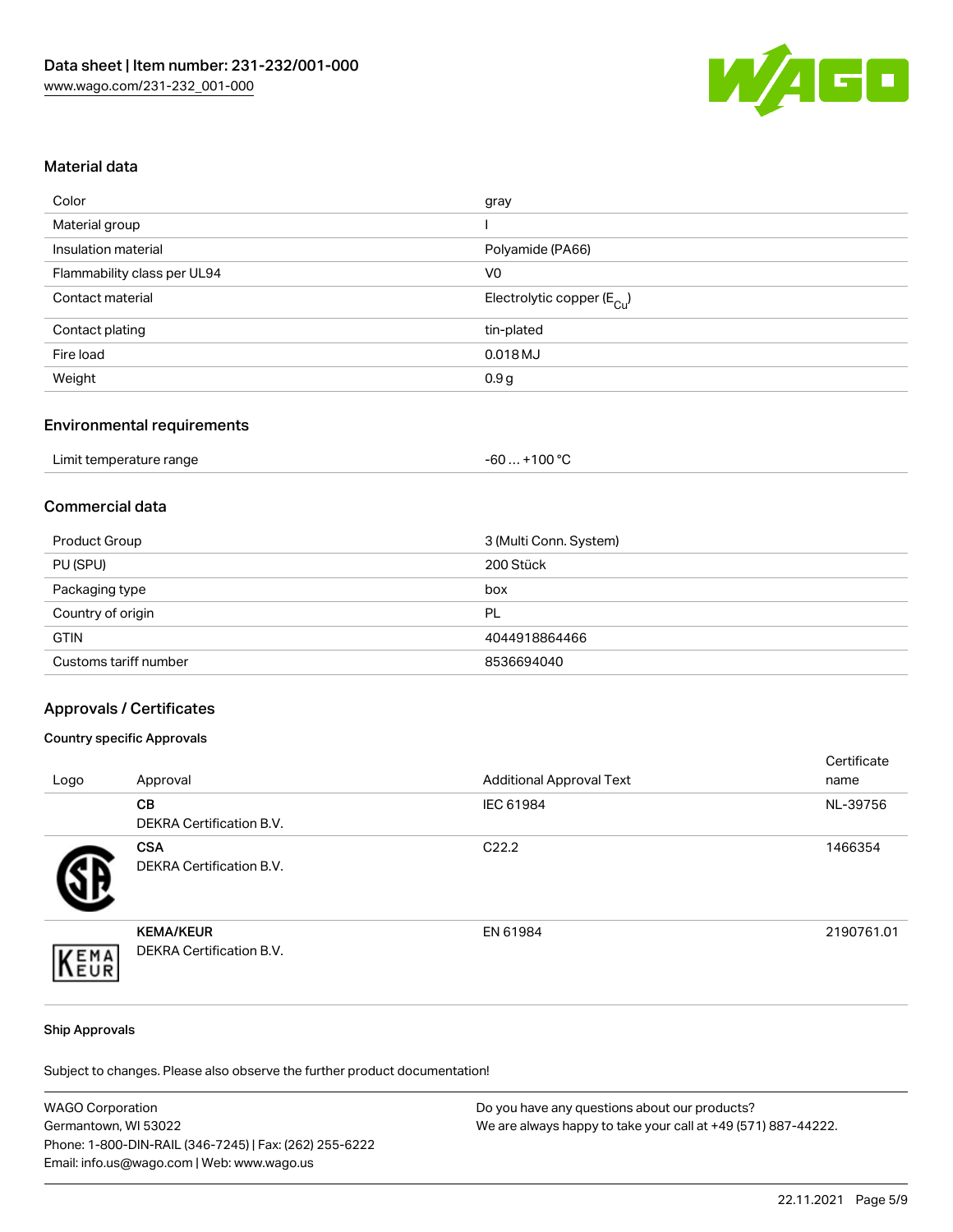## Material data

| | |
|---|---|
| Color | gray |
| Material group | I |
| Insulation material | Polyamide (PA66) |
| Flammability class per UL94 | V0 |
| Contact material | Electrolytic copper ($E_{Cu}$) |
| Contact plating | tin-plated |
| Fire load | 0.018 MJ |
| Weight | 0.9 g |

## Environmental requirements

| | |
|---|---|
| Limit temperature range | -60 … +100 °C |

## Commercial data

| | |
|---|---|
| Product Group | 3 (Multi Conn. System) |
| PU (SPU) | 200 Stück |
| Packaging type | box |
| Country of origin | PL |
| GTIN | 4044918864466 |
| Customs tariff number | 8536694040 |

## Approvals / Certificates

### Country specific Approvals

| Logo | Approval | Additional Approval Text | Certificate name |
|---|---|---|---|
| | **CB**<br>DEKRA Certification B.V. | IEC 61984 | NL-39756 |
| | **CSA**<br>DEKRA Certification B.V. | C22.2 | 1466354 |
| | **KEMA/KEUR**<br>DEKRA Certification B.V. | EN 61984 | 2190761.01 |

### Ship Approvals

Subject to changes. Please also observe the further product documentation!

WAGO Corporation
Germantown, WI 53022
Phone: 1-800-DIN-RAIL (346-7245) | Fax: (262) 255-6222
Email: info.us@wago.com | Web: www.wago.us

Do you have any questions about our products?
We are always happy to take your call at +49 (571) 887-44222.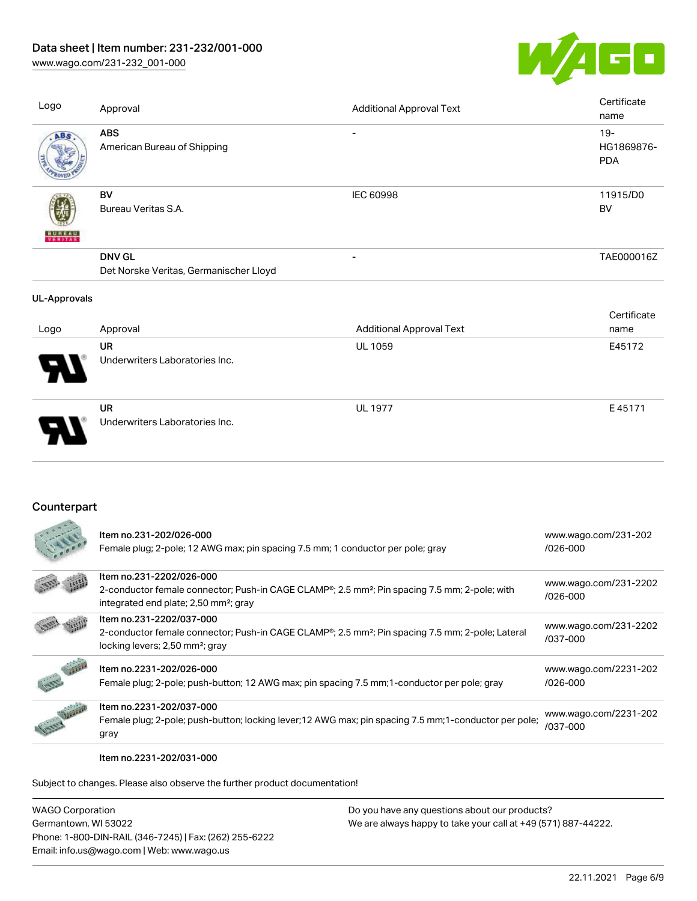| Logo | Approval | Additional Approval Text | Certificate name |
| --- | --- | --- | --- |
| | **ABS**<br>American Bureau of Shipping | - | 19-HG1869876-PDA |
| | **BV**<br>Bureau Veritas S.A. | IEC 60998 | 11915/D0 BV |
| | **DNV GL**<br>Det Norske Veritas, Germanischer Lloyd | - | TAE000016Z |

**UL-Approvals**

| Logo | Approval | Additional Approval Text | Certificate name |
| --- | --- | --- | --- |
| | **UR**<br>Underwriters Laboratories Inc. | UL 1059 | E45172 |
| | **UR**<br>Underwriters Laboratories Inc. | UL 1977 | E 45171 |

## Counterpart

| | | |
| --- | --- | --- |
| | Item no.231-202/026-000<br>Female plug; 2-pole; 12 AWG max; pin spacing 7.5 mm; 1 conductor per pole; gray | www.wago.com/231-202/026-000 |
| | Item no.231-2202/026-000<br>2-conductor female connector; Push-in CAGE CLAMP®; 2.5 mm²; Pin spacing 7.5 mm; 2-pole; with integrated end plate; 2,50 mm²; gray | www.wago.com/231-2202/026-000 |
| | Item no.231-2202/037-000<br>2-conductor female connector; Push-in CAGE CLAMP®; 2.5 mm²; Pin spacing 7.5 mm; 2-pole; Lateral locking levers; 2,50 mm²; gray | www.wago.com/231-2202/037-000 |
| | Item no.2231-202/026-000<br>Female plug; 2-pole; push-button; 12 AWG max; pin spacing 7.5 mm;1-conductor per pole; gray | www.wago.com/2231-202/026-000 |
| | Item no.2231-202/037-000<br>Female plug; 2-pole; push-button; locking lever;12 AWG max; pin spacing 7.5 mm;1-conductor per pole; gray | www.wago.com/2231-202/037-000 |
| | Item no.2231-202/031-000 | |

Subject to changes. Please also observe the further product documentation!

WAGO Corporation
Germantown, WI 53022
Phone: 1-800-DIN-RAIL (346-7245) | Fax: (262) 255-6222
Email: info.us@wago.com | Web: www.wago.us

Do you have any questions about our products?
We are always happy to take your call at +49 (571) 887-44222.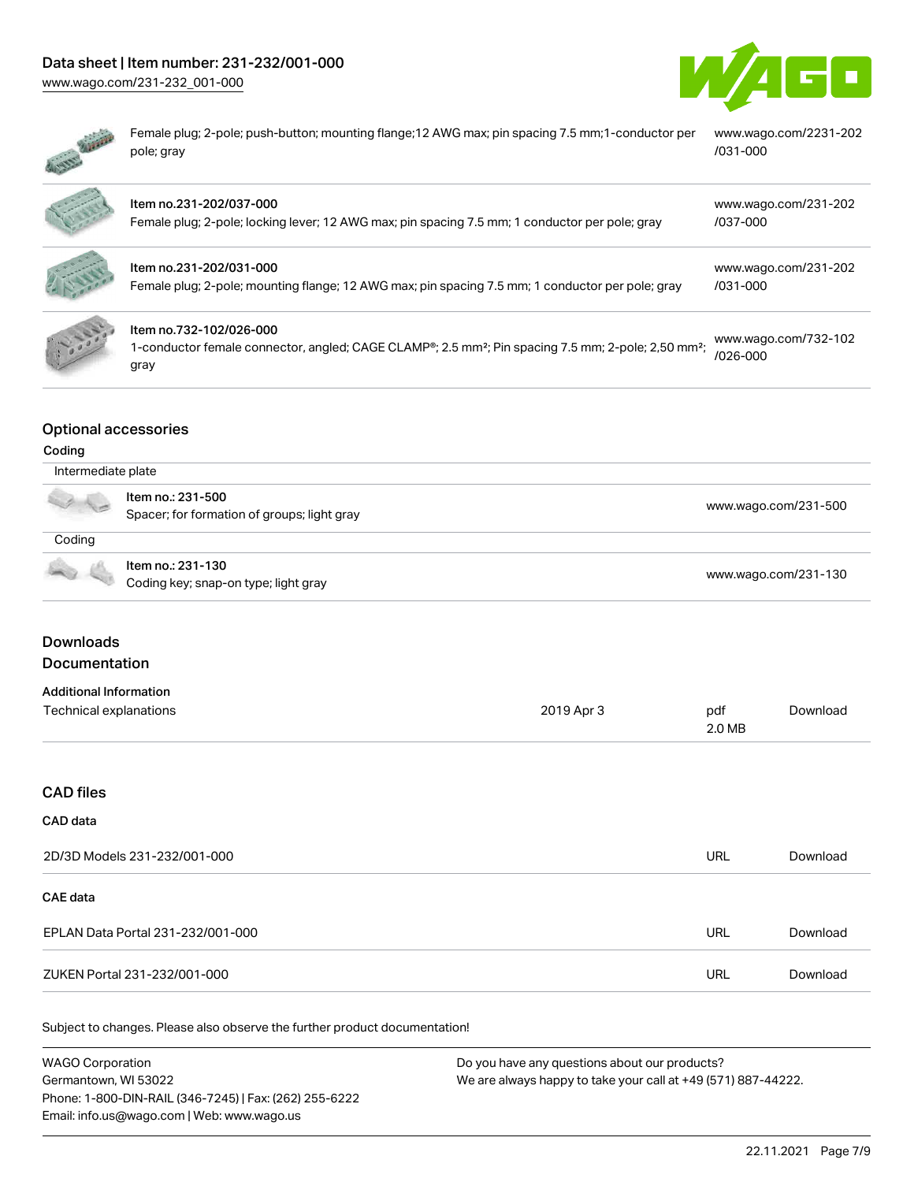| | | |
|---|---|---|
| | Female plug; 2-pole; push-button; mounting flange;12 AWG max; pin spacing 7.5 mm;1-conductor per pole; gray | www.wago.com/2231-202/031-000 |
| | Item no.231-202/037-000<br>Female plug; 2-pole; locking lever; 12 AWG max; pin spacing 7.5 mm; 1 conductor per pole; gray | www.wago.com/231-202/037-000 |
| | Item no.231-202/031-000<br>Female plug; 2-pole; mounting flange; 12 AWG max; pin spacing 7.5 mm; 1 conductor per pole; gray | www.wago.com/231-202/031-000 |
| | Item no.732-102/026-000<br>1-conductor female connector, angled; CAGE CLAMP®; 2.5 mm²; Pin spacing 7.5 mm; 2-pole; 2,50 mm²; gray | www.wago.com/732-102/026-000 |

## Optional accessories

### Coding

| Intermediate plate | | |
|---|---|---|
| | Item no.: 231-500<br>Spacer; for formation of groups; light gray | www.wago.com/231-500 |

| Coding | | |
|---|---|---|
| | Item no.: 231-130<br>Coding key; snap-on type; light gray | www.wago.com/231-130 |

## Downloads

### Documentation

**Additional Information**

| | | | |
|---|---|---|---|
| Technical explanations | 2019 Apr 3 | pdf<br>2.0 MB | Download |

## CAD files

**CAD data**

| | | |
|---|---|---|
| 2D/3D Models 231-232/001-000 | URL | Download |

**CAE data**

| | | |
|---|---|---|
| EPLAN Data Portal 231-232/001-000 | URL | Download |
| ZUKEN Portal 231-232/001-000 | URL | Download |

Subject to changes. Please also observe the further product documentation!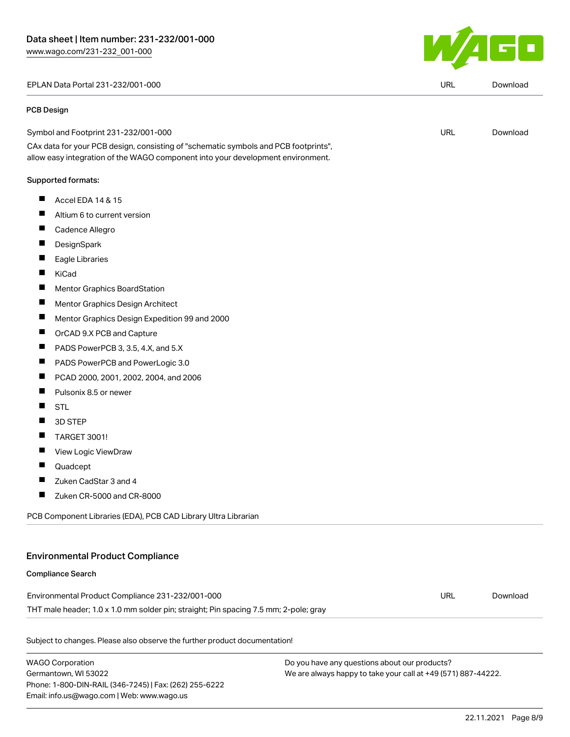| EPLAN Data Portal 231-232/001-000 | URL | Download |
|---|---|---|

#### PCB Design

| Symbol and Footprint 231-232/001-000 | URL | Download |
|---|---|---|

CAx data for your PCB design, consisting of "schematic symbols and PCB footprints", allow easy integration of the WAGO component into your development environment.

Supported formats:

- Accel EDA 14 & 15
- Altium 6 to current version
- Cadence Allegro
- DesignSpark
- Eagle Libraries
- KiCad
- Mentor Graphics BoardStation
- Mentor Graphics Design Architect
- Mentor Graphics Design Expedition 99 and 2000
- OrCAD 9.X PCB and Capture
- PADS PowerPCB 3, 3.5, 4.X, and 5.X
- PADS PowerPCB and PowerLogic 3.0
- PCAD 2000, 2001, 2002, 2004, and 2006
- Pulsonix 8.5 or newer
- STL
- 3D STEP
- TARGET 3001!
- View Logic ViewDraw
- Quadcept
- Zuken CadStar 3 and 4
- Zuken CR-5000 and CR-8000

PCB Component Libraries (EDA), PCB CAD Library Ultra Librarian

## Environmental Product Compliance

#### Compliance Search

| Environmental Product Compliance 231-232/001-000 | URL | Download |
|---|---|---|

THT male header; 1.0 x 1.0 mm solder pin; straight; Pin spacing 7.5 mm; 2-pole; gray

Subject to changes. Please also observe the further product documentation!

WAGO Corporation
Germantown, WI 53022
Phone: 1-800-DIN-RAIL (346-7245) | Fax: (262) 255-6222
Email: info.us@wago.com | Web: www.wago.us

Do you have any questions about our products?
We are always happy to take your call at +49 (571) 887-44222.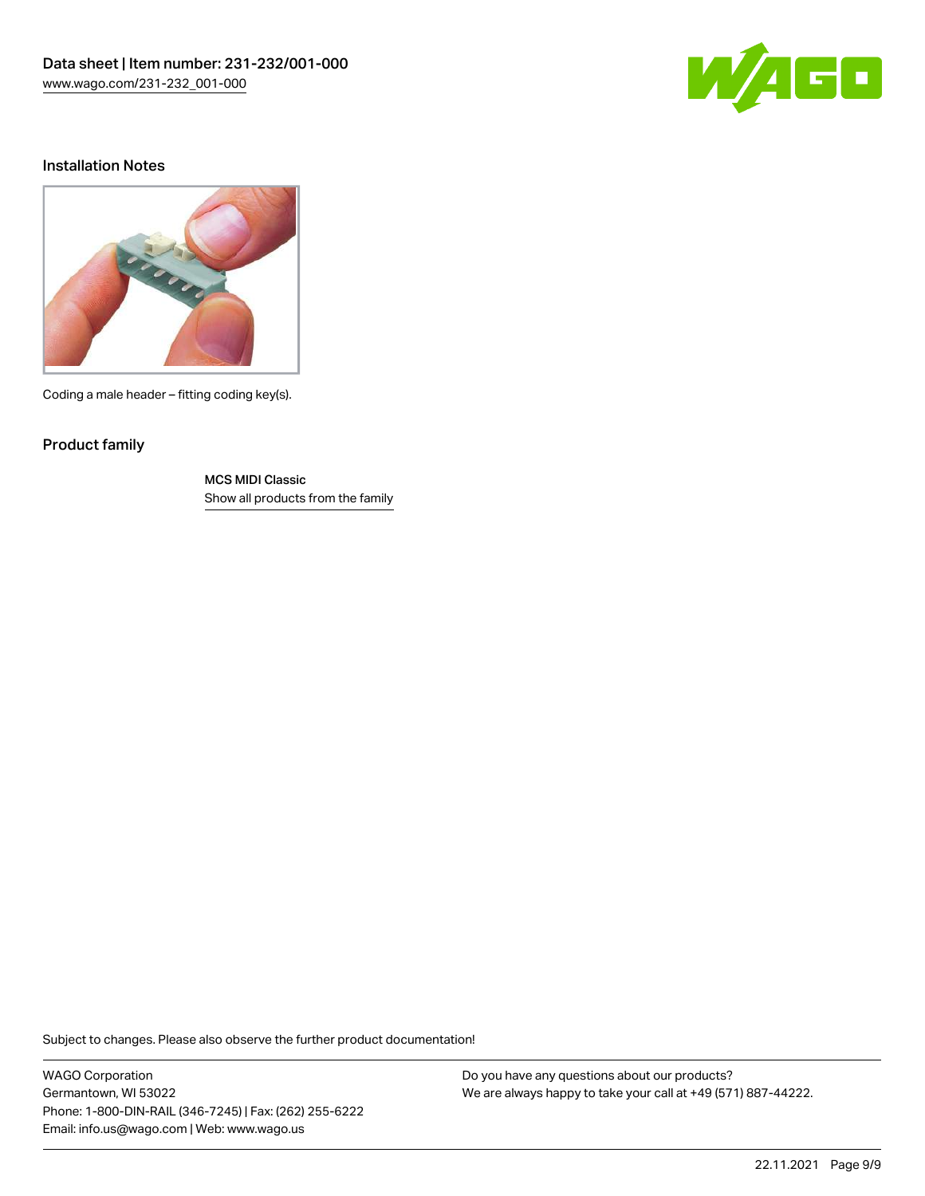## Installation Notes

Coding a male header – fitting coding key(s).

## Product family

MCS MIDI Classic
Show all products from the family

Subject to changes. Please also observe the further product documentation!

WAGO Corporation
Germantown, WI 53022
Phone: 1-800-DIN-RAIL (346-7245) | Fax: (262) 255-6222
Email: info.us@wago.com | Web: www.wago.us

Do you have any questions about our products?
We are always happy to take your call at +49 (571) 887-44222.